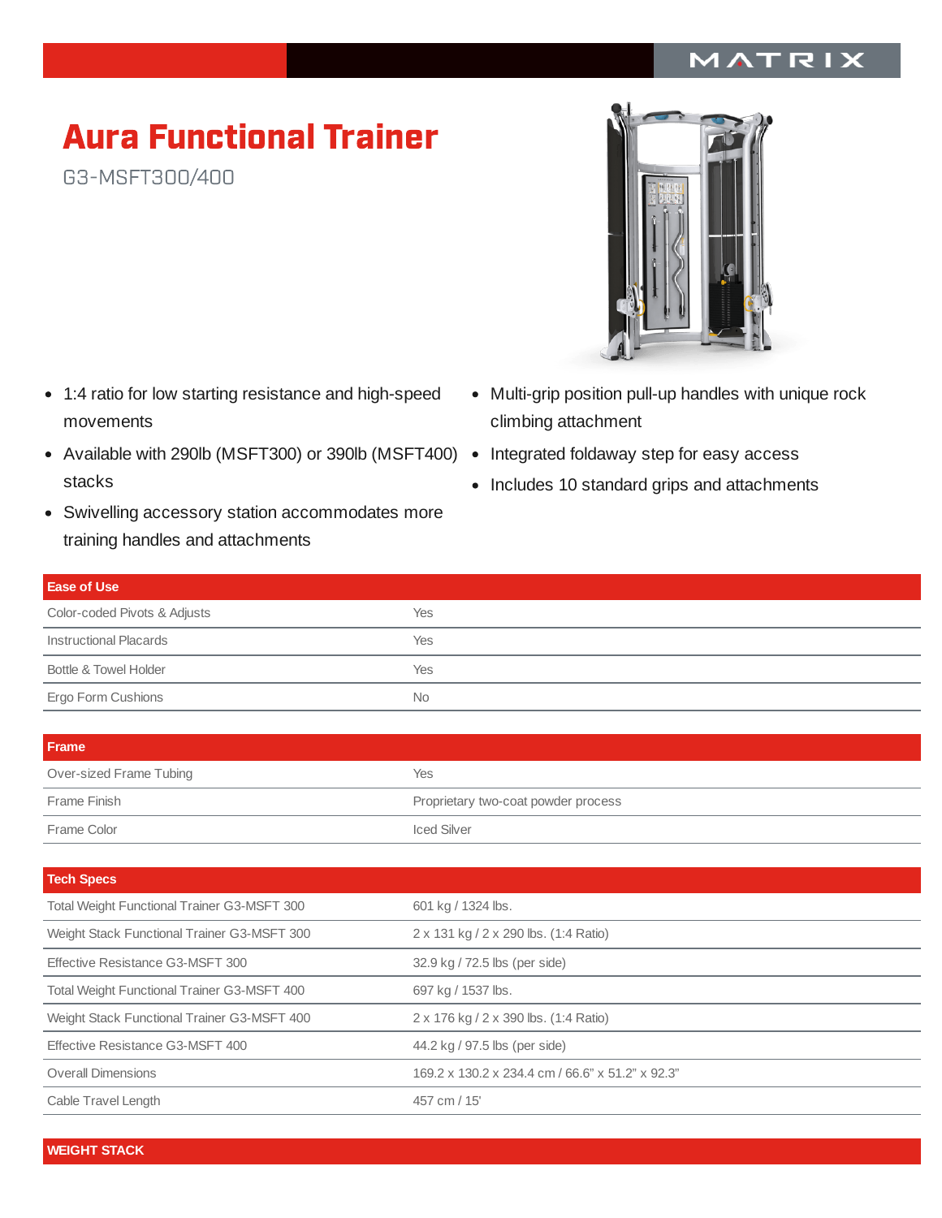# Aura Functional Trainer

G3-MSFT300/400

- 1:4 ratio for low starting resistance and high-speed movements
- Available with 290lb (MSFT300) or 390lb (MSFT400) stacks
- Swivelling accessory station accommodates more training handles and attachments
- Multi-grip position pull-up handles with unique rock climbing attachment
- Integrated foldaway step for easy access
- Includes 10 standard grips and attachments

| Ease of Use | |
|---|---|
| Color-coded Pivots & Adjusts | Yes |
| Instructional Placards | Yes |
| Bottle & Towel Holder | Yes |
| Ergo Form Cushions | No |

| Frame | |
|---|---|
| Over-sized Frame Tubing | Yes |
| Frame Finish | Proprietary two-coat powder process |
| Frame Color | Iced Silver |

| Tech Specs | |
|---|---|
| Total Weight Functional Trainer G3-MSFT 300 | 601 kg / 1324 lbs. |
| Weight Stack Functional Trainer G3-MSFT 300 | 2 x 131 kg / 2 x 290 lbs. (1:4 Ratio) |
| Effective Resistance G3-MSFT 300 | 32.9 kg / 72.5 lbs (per side) |
| Total Weight Functional Trainer G3-MSFT 400 | 697 kg / 1537 lbs. |
| Weight Stack Functional Trainer G3-MSFT 400 | 2 x 176 kg / 2 x 390 lbs. (1:4 Ratio) |
| Effective Resistance G3-MSFT 400 | 44.2 kg / 97.5 lbs (per side) |
| Overall Dimensions | 169.2 x 130.2 x 234.4 cm / 66.6" x 51.2" x 92.3" |
| Cable Travel Length | 457 cm / 15' |

**WEIGHT STACK**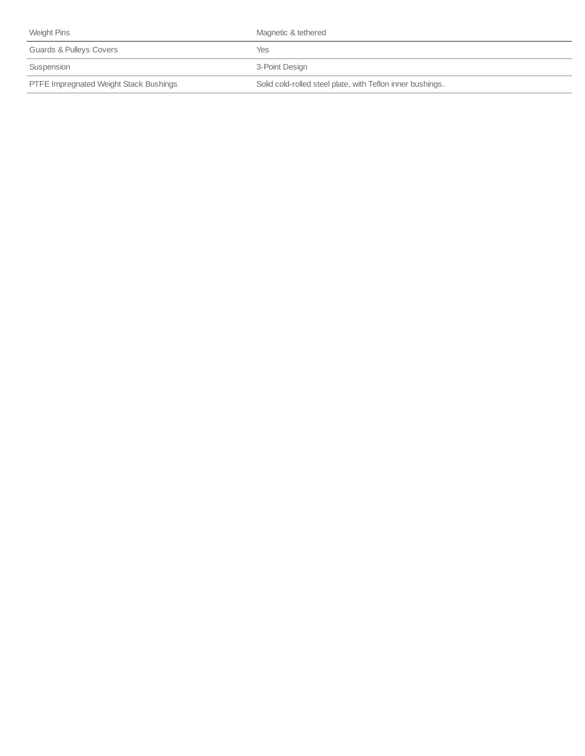| | |
|---|---|
| Weight Pins | Magnetic & tethered |
| Guards & Pulleys Covers | Yes |
| Suspension | 3-Point Design |
| PTFE Impregnated Weight Stack Bushings | Solid cold-rolled steel plate, with Teflon inner bushings. |